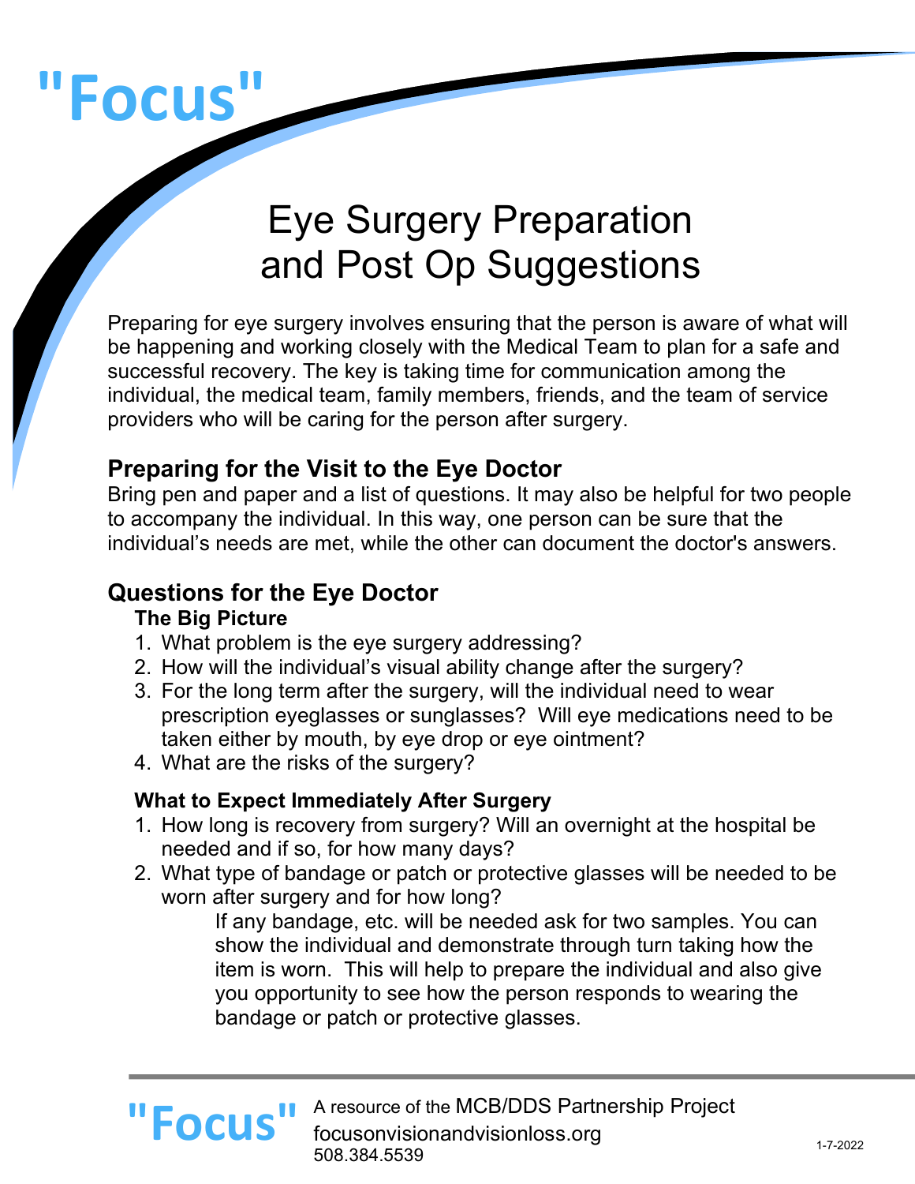# "Focus"

## Eye Surgery Preparation and Post Op Suggestions

Preparing for eye surgery involves ensuring that the person is aware of what will be happening and working closely with the Medical Team to plan for a safe and successful recovery. The key is taking time for communication among the individual, the medical team, family members, friends, and the team of service providers who will be caring for the person after surgery.

### Preparing for the Visit to the Eye Doctor

Bring pen and paper and a list of questions. It may also be helpful for two people to accompany the individual. In this way, one person can be sure that the individual's needs are met, while the other can document the doctor's answers.

### Questions for the Eye Doctor

#### The Big Picture

1. What problem is the eye surgery addressing?
2. How will the individual's visual ability change after the surgery?
3. For the long term after the surgery, will the individual need to wear prescription eyeglasses or sunglasses? Will eye medications need to be taken either by mouth, by eye drop or eye ointment?
4. What are the risks of the surgery?

#### What to Expect Immediately After Surgery

1. How long is recovery from surgery? Will an overnight at the hospital be needed and if so, for how many days?
2. What type of bandage or patch or protective glasses will be needed to be worn after surgery and for how long?

   If any bandage, etc. will be needed ask for two samples. You can show the individual and demonstrate through turn taking how the item is worn. This will help to prepare the individual and also give you opportunity to see how the person responds to wearing the bandage or patch or protective glasses.

"Focus" A resource of the MCB/DDS Partnership Project
focusonvisionandvisionloss.org
508.384.5539

1-7-2022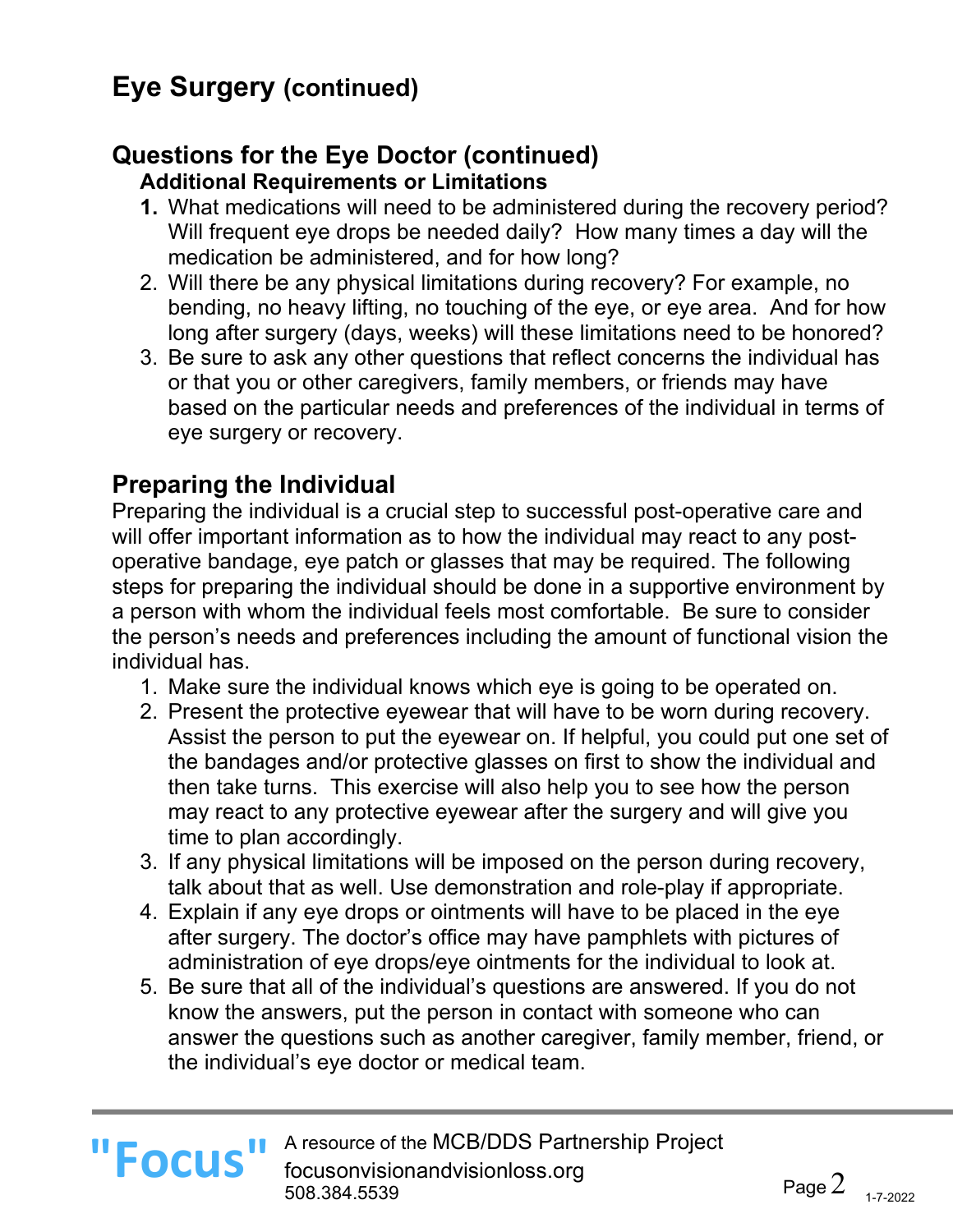# Eye Surgery (continued)

## Questions for the Eye Doctor (continued)

### Additional Requirements or Limitations

1. What medications will need to be administered during the recovery period? Will frequent eye drops be needed daily? How many times a day will the medication be administered, and for how long?
2. Will there be any physical limitations during recovery? For example, no bending, no heavy lifting, no touching of the eye, or eye area. And for how long after surgery (days, weeks) will these limitations need to be honored?
3. Be sure to ask any other questions that reflect concerns the individual has or that you or other caregivers, family members, or friends may have based on the particular needs and preferences of the individual in terms of eye surgery or recovery.

## Preparing the Individual

Preparing the individual is a crucial step to successful post-operative care and will offer important information as to how the individual may react to any post-operative bandage, eye patch or glasses that may be required. The following steps for preparing the individual should be done in a supportive environment by a person with whom the individual feels most comfortable. Be sure to consider the person's needs and preferences including the amount of functional vision the individual has.

1. Make sure the individual knows which eye is going to be operated on.
2. Present the protective eyewear that will have to be worn during recovery. Assist the person to put the eyewear on. If helpful, you could put one set of the bandages and/or protective glasses on first to show the individual and then take turns. This exercise will also help you to see how the person may react to any protective eyewear after the surgery and will give you time to plan accordingly.
3. If any physical limitations will be imposed on the person during recovery, talk about that as well. Use demonstration and role-play if appropriate.
4. Explain if any eye drops or ointments will have to be placed in the eye after surgery. The doctor's office may have pamphlets with pictures of administration of eye drops/eye ointments for the individual to look at.
5. Be sure that all of the individual's questions are answered. If you do not know the answers, put the person in contact with someone who can answer the questions such as another caregiver, family member, friend, or the individual's eye doctor or medical team.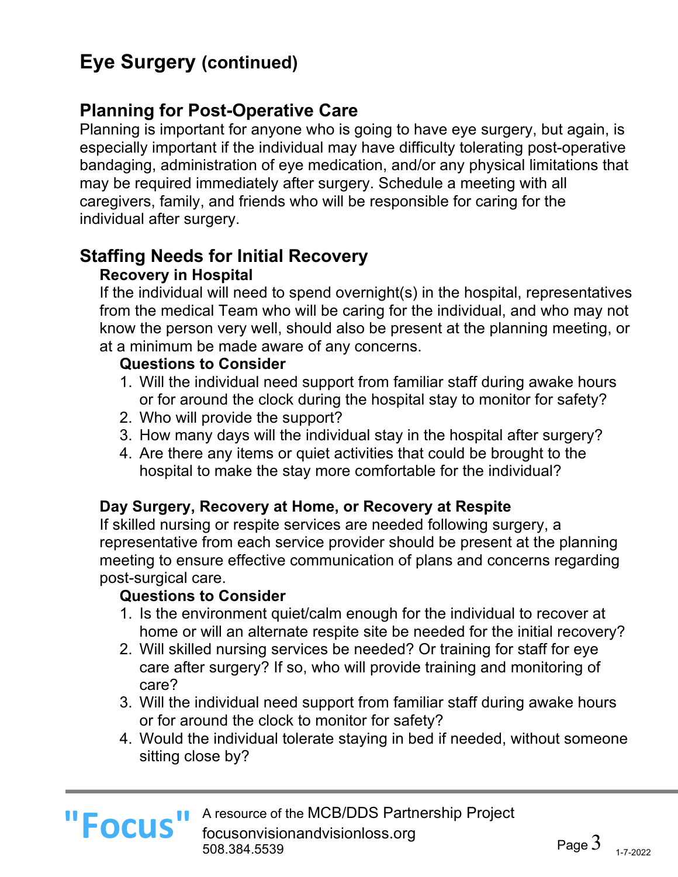# Eye Surgery (continued)

## Planning for Post-Operative Care

Planning is important for anyone who is going to have eye surgery, but again, is especially important if the individual may have difficulty tolerating post-operative bandaging, administration of eye medication, and/or any physical limitations that may be required immediately after surgery. Schedule a meeting with all caregivers, family, and friends who will be responsible for caring for the individual after surgery.

## Staffing Needs for Initial Recovery

### Recovery in Hospital

If the individual will need to spend overnight(s) in the hospital, representatives from the medical Team who will be caring for the individual, and who may not know the person very well, should also be present at the planning meeting, or at a minimum be made aware of any concerns.

#### Questions to Consider

1. Will the individual need support from familiar staff during awake hours or for around the clock during the hospital stay to monitor for safety?
2. Who will provide the support?
3. How many days will the individual stay in the hospital after surgery?
4. Are there any items or quiet activities that could be brought to the hospital to make the stay more comfortable for the individual?

### Day Surgery, Recovery at Home, or Recovery at Respite

If skilled nursing or respite services are needed following surgery, a representative from each service provider should be present at the planning meeting to ensure effective communication of plans and concerns regarding post-surgical care.

#### Questions to Consider

1. Is the environment quiet/calm enough for the individual to recover at home or will an alternate respite site be needed for the initial recovery?
2. Will skilled nursing services be needed? Or training for staff for eye care after surgery? If so, who will provide training and monitoring of care?
3. Will the individual need support from familiar staff during awake hours or for around the clock to monitor for safety?
4. Would the individual tolerate staying in bed if needed, without someone sitting close by?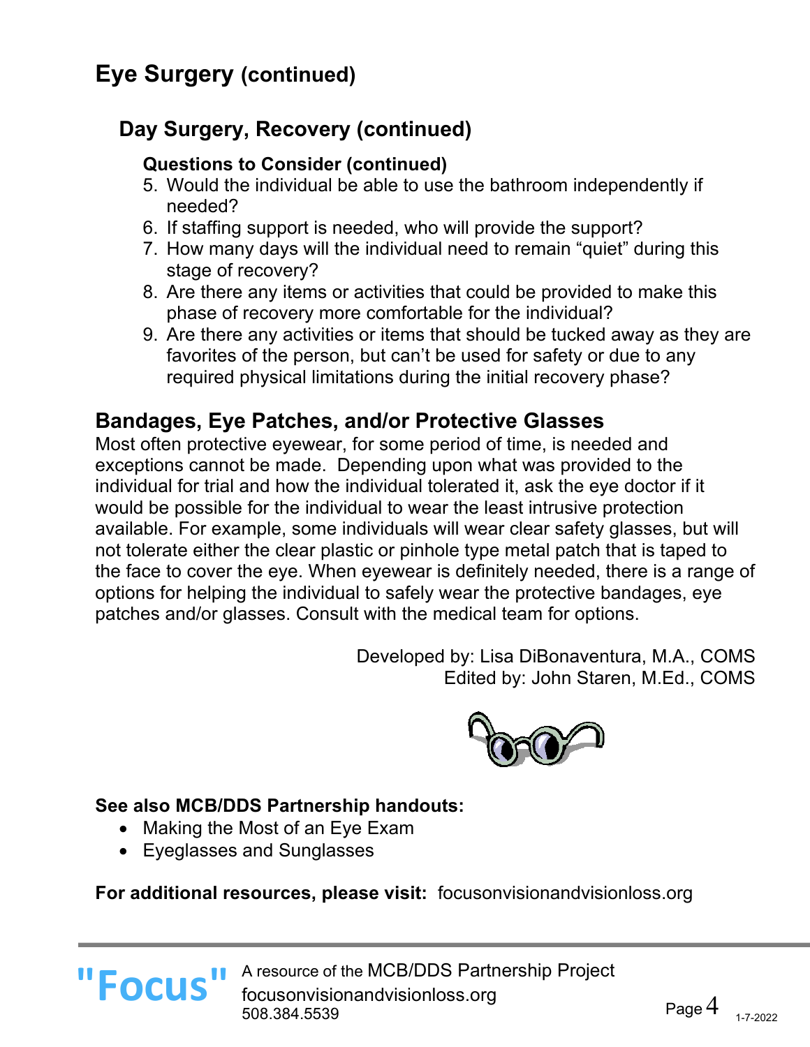## Eye Surgery (continued)

### Day Surgery, Recovery (continued)

**Questions to Consider (continued)**

5. Would the individual be able to use the bathroom independently if needed?
6. If staffing support is needed, who will provide the support?
7. How many days will the individual need to remain "quiet" during this stage of recovery?
8. Are there any items or activities that could be provided to make this phase of recovery more comfortable for the individual?
9. Are there any activities or items that should be tucked away as they are favorites of the person, but can't be used for safety or due to any required physical limitations during the initial recovery phase?

## Bandages, Eye Patches, and/or Protective Glasses

Most often protective eyewear, for some period of time, is needed and exceptions cannot be made. Depending upon what was provided to the individual for trial and how the individual tolerated it, ask the eye doctor if it would be possible for the individual to wear the least intrusive protection available. For example, some individuals will wear clear safety glasses, but will not tolerate either the clear plastic or pinhole type metal patch that is taped to the face to cover the eye. When eyewear is definitely needed, there is a range of options for helping the individual to safely wear the protective bandages, eye patches and/or glasses. Consult with the medical team for options.

Developed by: Lisa DiBonaventura, M.A., COMS
Edited by: John Staren, M.Ed., COMS

**See also MCB/DDS Partnership handouts:**

- Making the Most of an Eye Exam
- Eyeglasses and Sunglasses

**For additional resources, please visit:** focusonvisionandvisionloss.org

"Focus" A resource of the MCB/DDS Partnership Project
focusonvisionandvisionloss.org
508.384.5539

1-7-2022